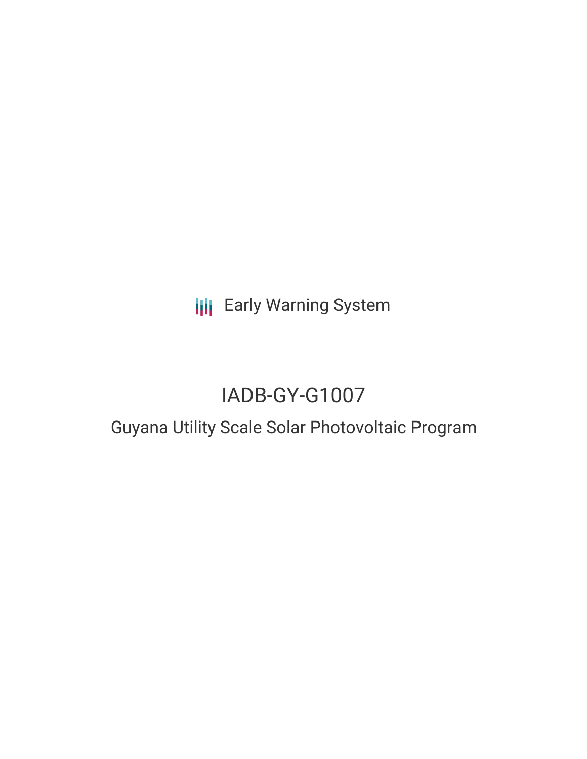Early Warning System

# IADB-GY-G1007

## Guyana Utility Scale Solar Photovoltaic Program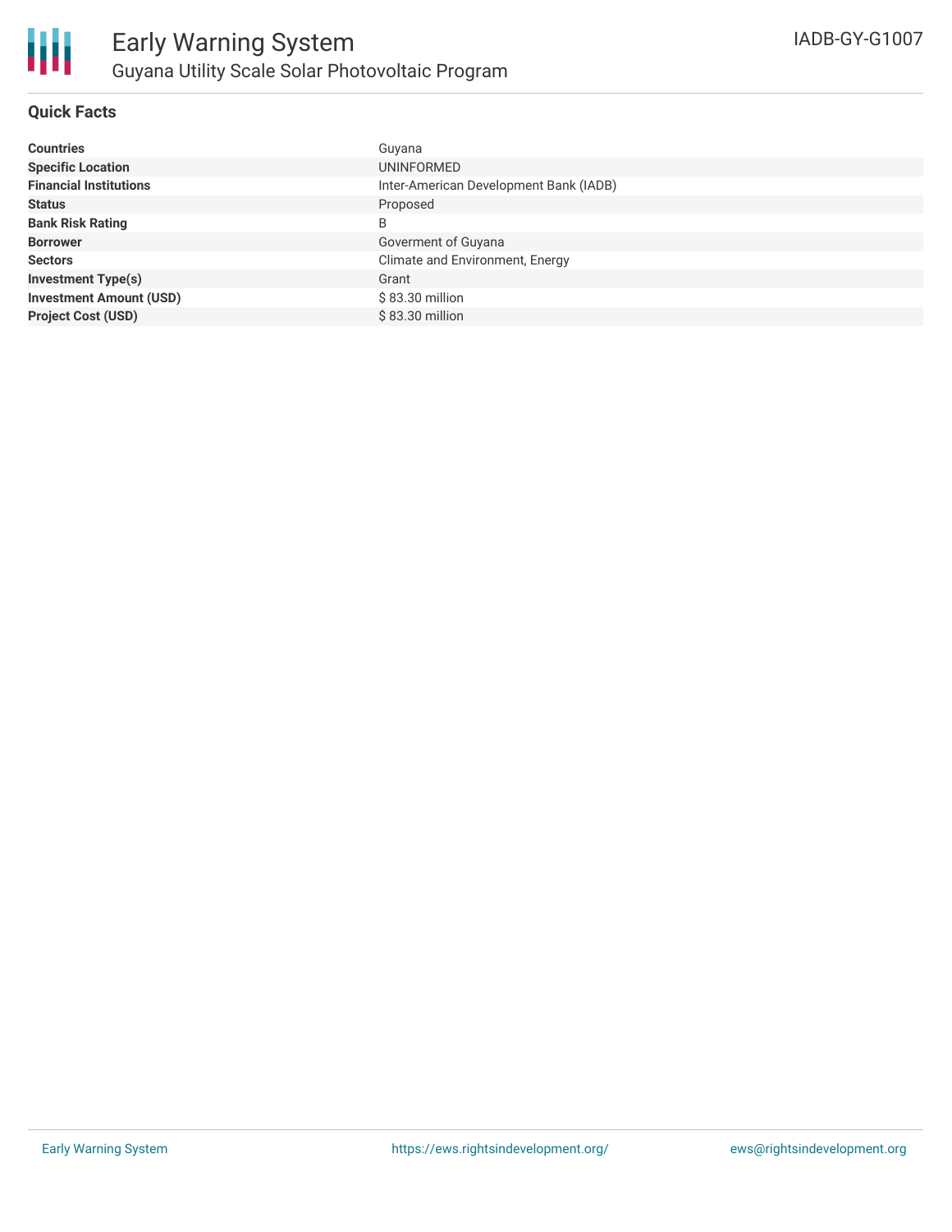## Quick Facts

| | |
|---|---|
| **Countries** | Guyana |
| **Specific Location** | UNINFORMED |
| **Financial Institutions** | Inter-American Development Bank (IADB) |
| **Status** | Proposed |
| **Bank Risk Rating** | B |
| **Borrower** | Goverment of Guyana |
| **Sectors** | Climate and Environment, Energy |
| **Investment Type(s)** | Grant |
| **Investment Amount (USD)** | $ 83.30 million |
| **Project Cost (USD)** | $ 83.30 million |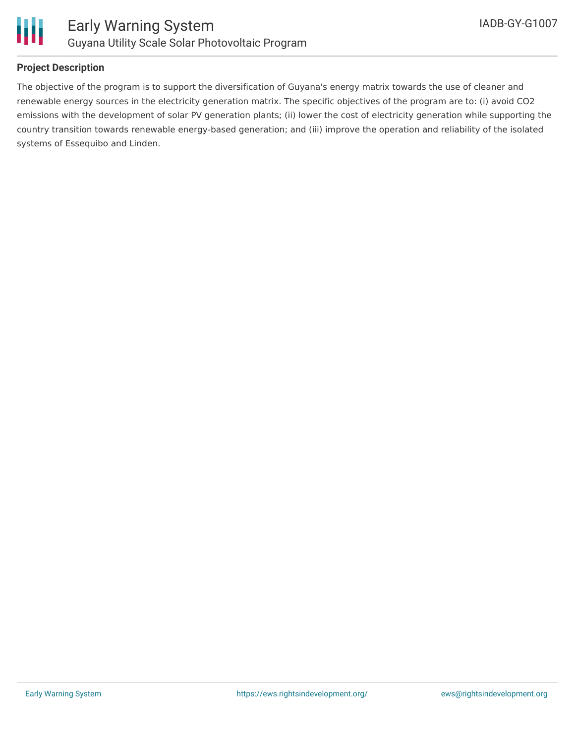## Project Description

The objective of the program is to support the diversification of Guyana's energy matrix towards the use of cleaner and renewable energy sources in the electricity generation matrix. The specific objectives of the program are to: (i) avoid $CO_2$ emissions with the development of solar PV generation plants; (ii) lower the cost of electricity generation while supporting the country transition towards renewable energy-based generation; and (iii) improve the operation and reliability of the isolated systems of Essequibo and Linden.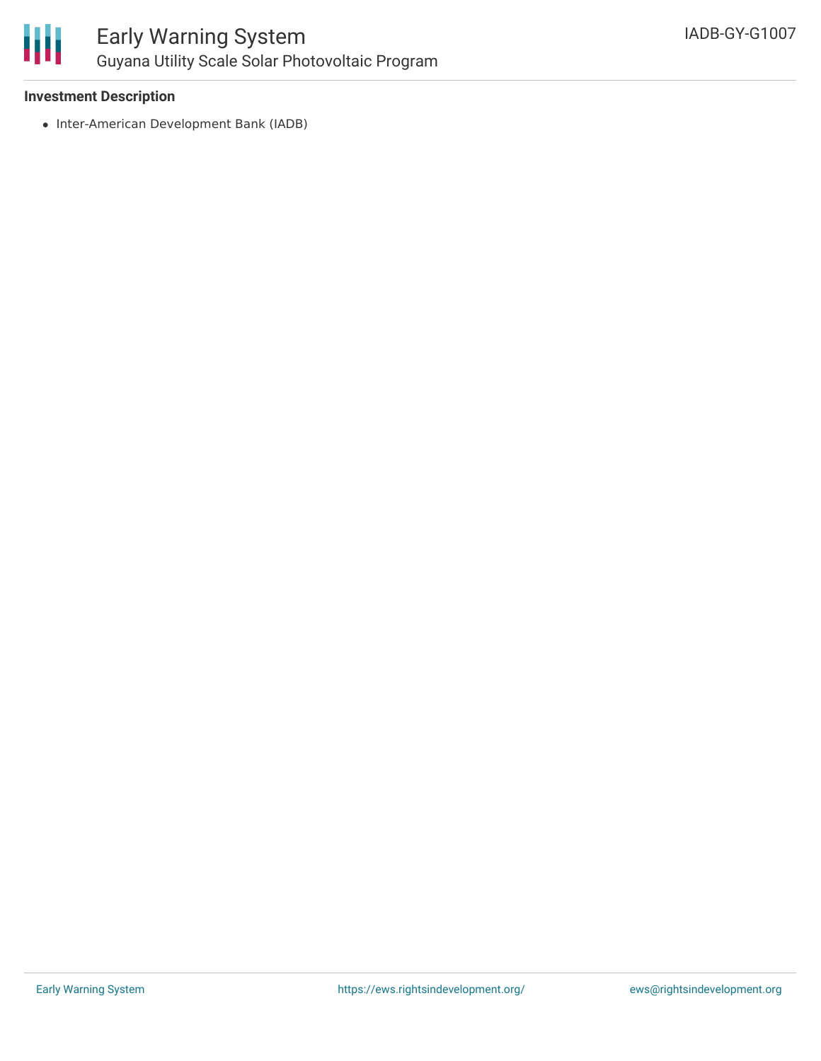### Investment Description

- Inter-American Development Bank (IADB)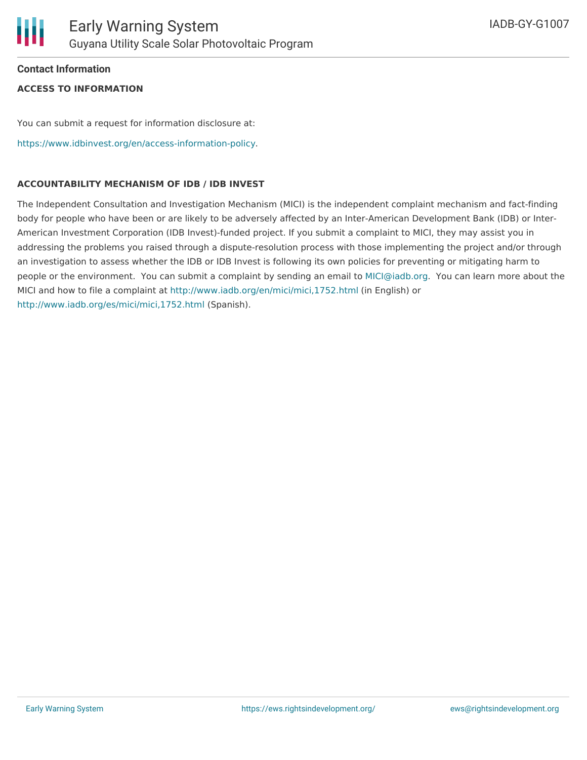## Contact Information

### ACCESS TO INFORMATION

You can submit a request for information disclosure at:

https://www.idbinvest.org/en/access-information-policy.

### ACCOUNTABILITY MECHANISM OF IDB / IDB INVEST

The Independent Consultation and Investigation Mechanism (MICI) is the independent complaint mechanism and fact-finding body for people who have been or are likely to be adversely affected by an Inter-American Development Bank (IDB) or Inter-American Investment Corporation (IDB Invest)-funded project. If you submit a complaint to MICI, they may assist you in addressing the problems you raised through a dispute-resolution process with those implementing the project and/or through an investigation to assess whether the IDB or IDB Invest is following its own policies for preventing or mitigating harm to people or the environment. You can submit a complaint by sending an email to MICI@iadb.org. You can learn more about the MICI and how to file a complaint at http://www.iadb.org/en/mici/mici,1752.html (in English) or http://www.iadb.org/es/mici/mici,1752.html (Spanish).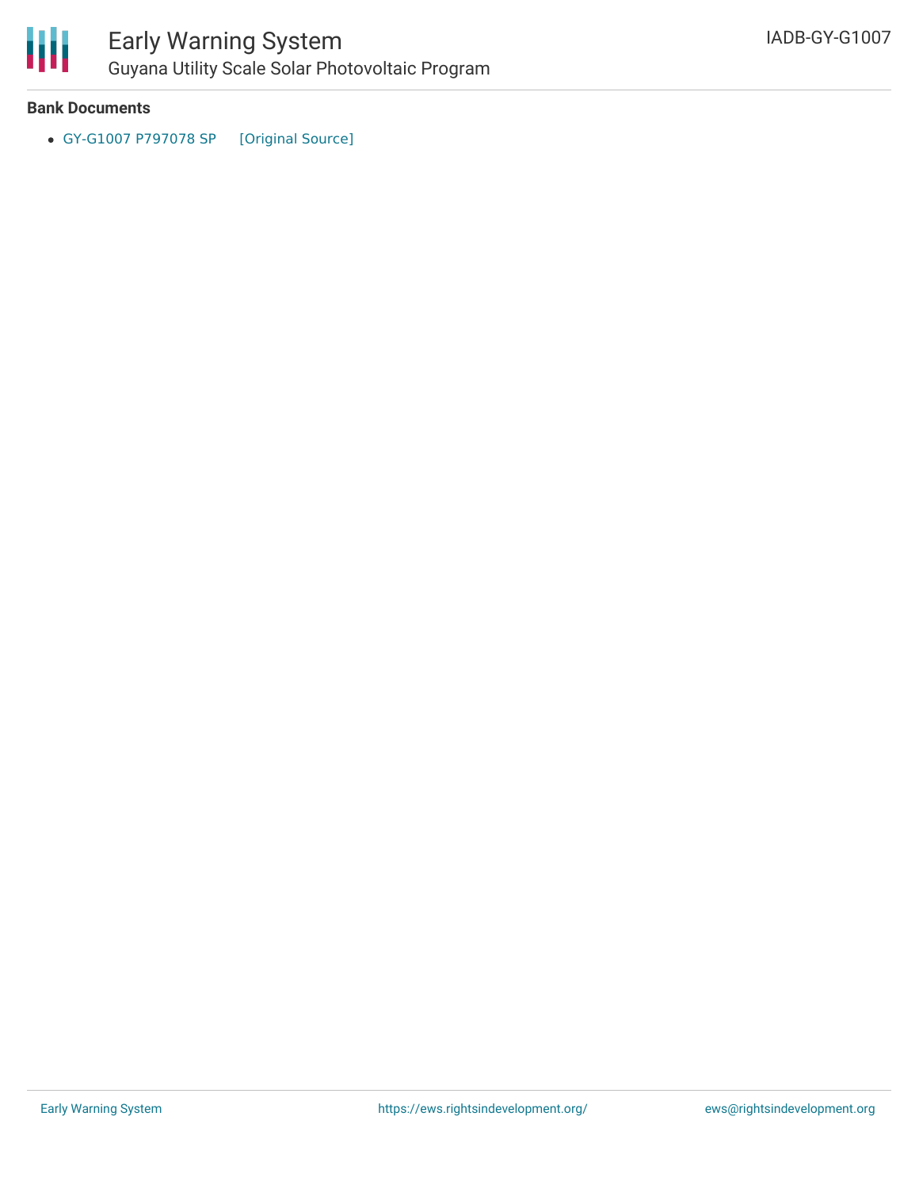**Bank Documents**

- GY-G1007 P797078 SP [Original Source]